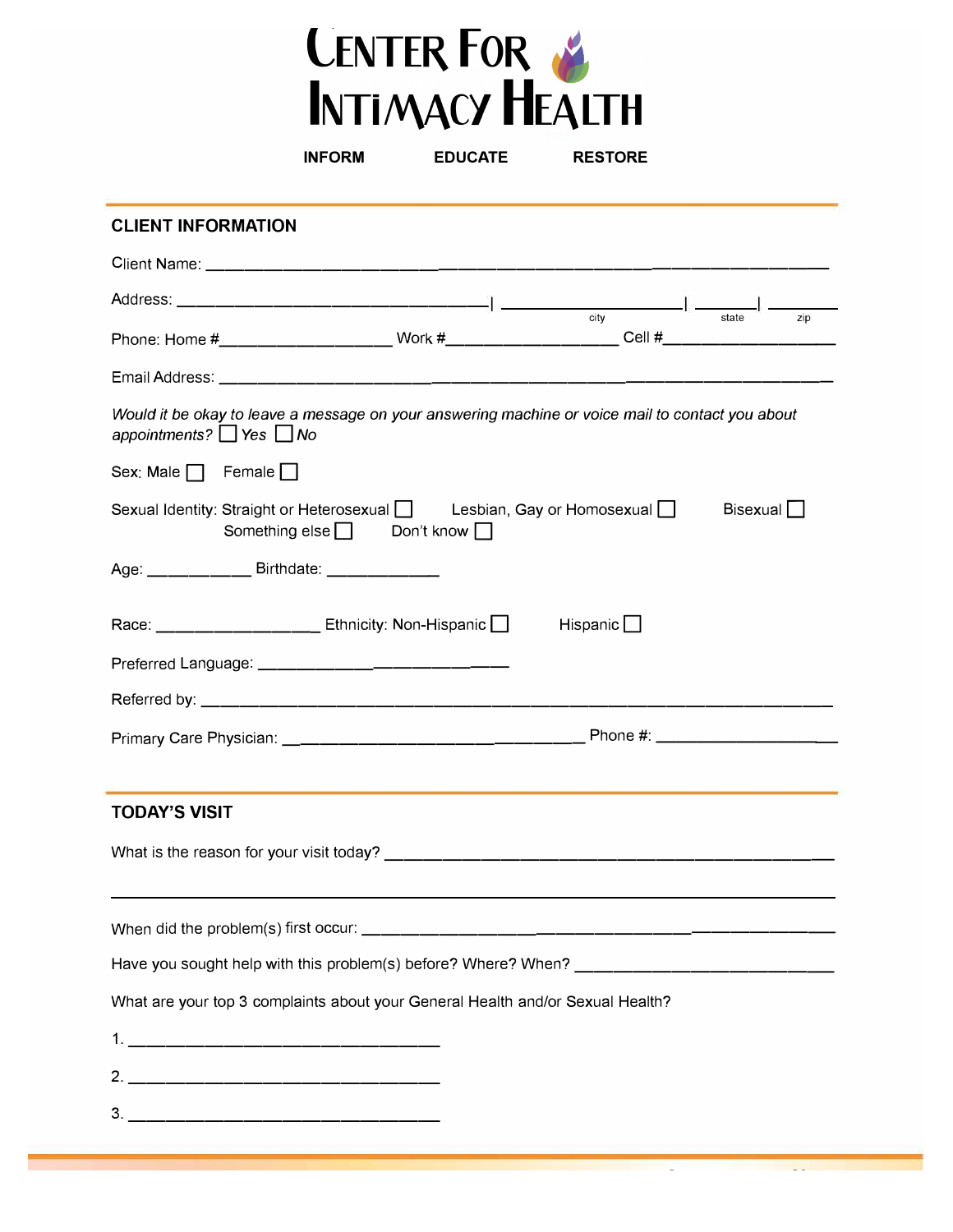# CENTER FOR INTIMACY HEALTH

**INFORM** **EDUCATE** **RESTORE**

## CLIENT INFORMATION

Client Name: ______________________________________________

Address: ____________________| ______________| ________| ________
city state zip

Phone: Home #______________ Work #______________ Cell #______________

Email Address: ______________________________________________

*Would it be okay to leave a message on your answering machine or voice mail to contact you about appointments?* ☐ *Yes* ☐ *No*

Sex: Male ☐ Female ☐

Sexual Identity: Straight or Heterosexual ☐ Lesbian, Gay or Homosexual ☐ Bisexual ☐ Something else ☐ Don't know ☐

Age: __________ Birthdate: __________

Race: ______________ Ethnicity: Non-Hispanic ☐ Hispanic ☐

Preferred Language: ______________________

Referred by: ______________________________________________

Primary Care Physician: ________________________ Phone #: ______________

## TODAY'S VISIT

What is the reason for your visit today? ______________________________________________

______________________________________________

When did the problem(s) first occur: ______________________________________________

Have you sought help with this problem(s) before? Where? When? ______________________

What are your top 3 complaints about your General Health and/or Sexual Health?

1. ______________________________
2. ______________________________
3. ______________________________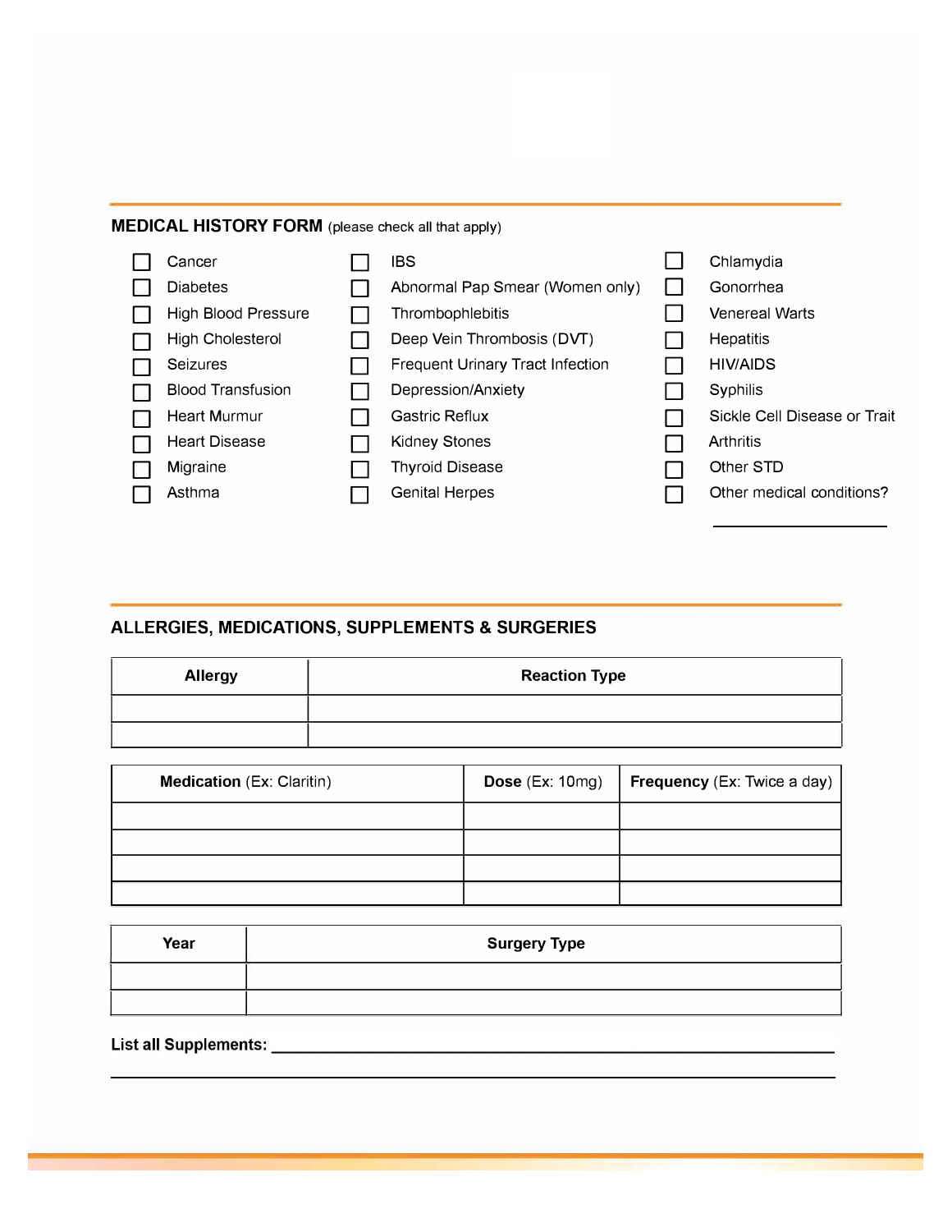## MEDICAL HISTORY FORM (please check all that apply)

- ☐ Cancer
- ☐ Diabetes
- ☐ High Blood Pressure
- ☐ High Cholesterol
- ☐ Seizures
- ☐ Blood Transfusion
- ☐ Heart Murmur
- ☐ Heart Disease
- ☐ Migraine
- ☐ Asthma
- ☐ IBS
- ☐ Abnormal Pap Smear (Women only)
- ☐ Thrombophlebitis
- ☐ Deep Vein Thrombosis (DVT)
- ☐ Frequent Urinary Tract Infection
- ☐ Depression/Anxiety
- ☐ Gastric Reflux
- ☐ Kidney Stones
- ☐ Thyroid Disease
- ☐ Genital Herpes
- ☐ Chlamydia
- ☐ Gonorrhea
- ☐ Venereal Warts
- ☐ Hepatitis
- ☐ HIV/AIDS
- ☐ Syphilis
- ☐ Sickle Cell Disease or Trait
- ☐ Arthritis
- ☐ Other STD
- ☐ Other medical conditions? ____________________

## ALLERGIES, MEDICATIONS, SUPPLEMENTS & SURGERIES

| Allergy | Reaction Type |
|---|---|
| | |
| | |

| **Medication** (Ex: Claritin) | **Dose** (Ex: 10mg) | **Frequency** (Ex: Twice a day) |
|---|---|---|
| | | |
| | | |
| | | |
| | | |

| Year | Surgery Type |
|---|---|
| | |
| | |

**List all Supplements:** ____________________________________________________________

____________________________________________________________________________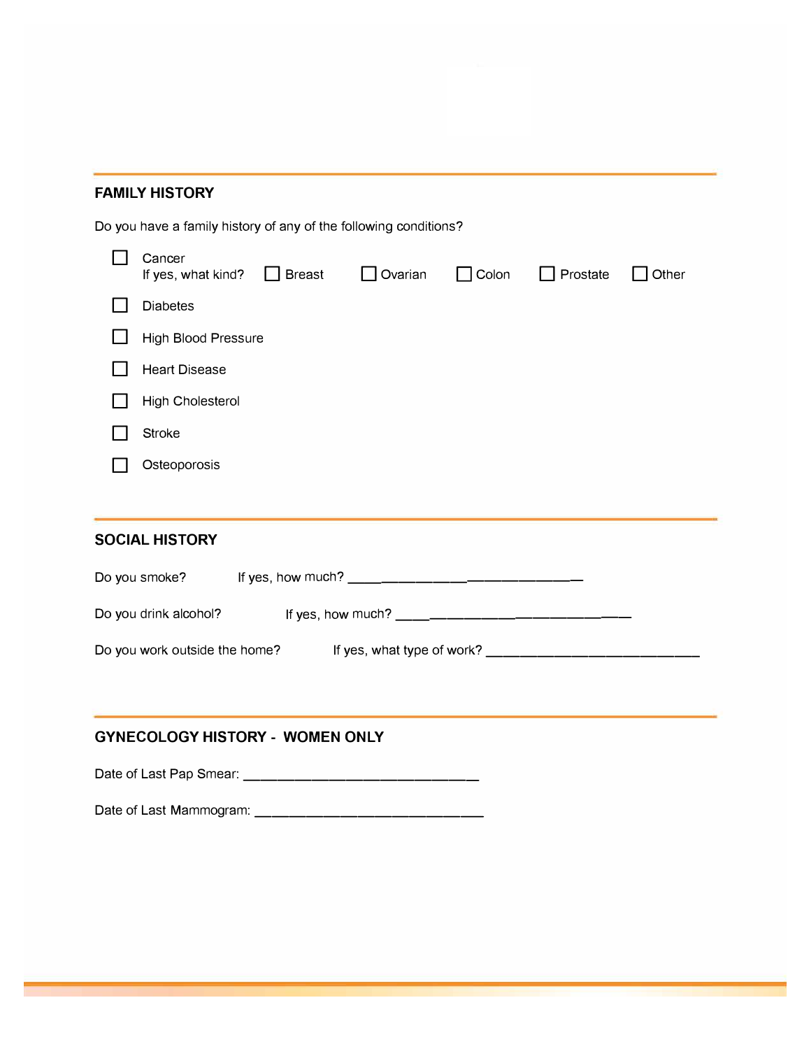## FAMILY HISTORY

Do you have a family history of any of the following conditions?

- ☐ Cancer
  If yes, what kind? ☐ Breast ☐ Ovarian ☐ Colon ☐ Prostate ☐ Other
- ☐ Diabetes
- ☐ High Blood Pressure
- ☐ Heart Disease
- ☐ High Cholesterol
- ☐ Stroke
- ☐ Osteoporosis

## SOCIAL HISTORY

Do you smoke? If yes, how much? ______________________________

Do you drink alcohol? If yes, how much? ______________________________

Do you work outside the home? If yes, what type of work? ______________________________

## GYNECOLOGY HISTORY - WOMEN ONLY

Date of Last Pap Smear: ______________________________

Date of Last Mammogram: ______________________________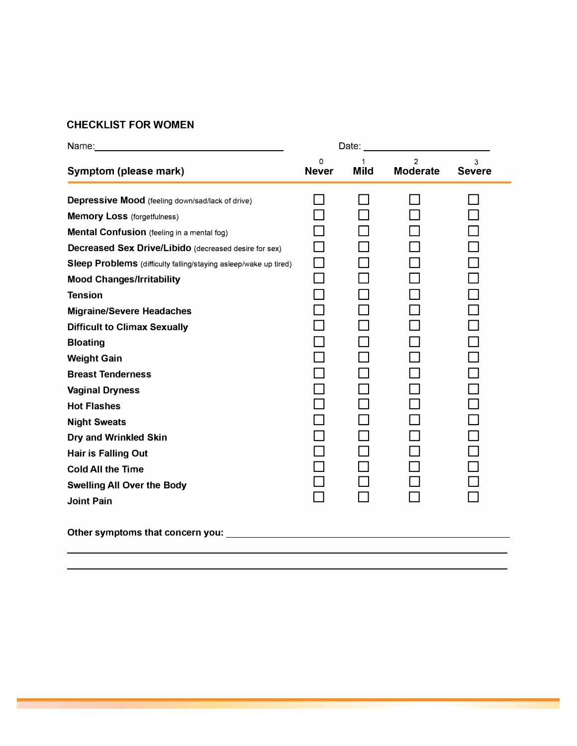## CHECKLIST FOR WOMEN

Name: ______________________ Date: ______________

| Symptom (please mark) | 0 Never | 1 Mild | 2 Moderate | 3 Severe |
|---|---|---|---|---|
| **Depressive Mood** (feeling down/sad/lack of drive) | ☐ | ☐ | ☐ | ☐ |
| **Memory Loss** (forgetfulness) | ☐ | ☐ | ☐ | ☐ |
| **Mental Confusion** (feeling in a mental fog) | ☐ | ☐ | ☐ | ☐ |
| **Decreased Sex Drive/Libido** (decreased desire for sex) | ☐ | ☐ | ☐ | ☐ |
| **Sleep Problems** (difficulty falling/staying asleep/wake up tired) | ☐ | ☐ | ☐ | ☐ |
| **Mood Changes/Irritability** | ☐ | ☐ | ☐ | ☐ |
| **Tension** | ☐ | ☐ | ☐ | ☐ |
| **Migraine/Severe Headaches** | ☐ | ☐ | ☐ | ☐ |
| **Difficult to Climax Sexually** | ☐ | ☐ | ☐ | ☐ |
| **Bloating** | ☐ | ☐ | ☐ | ☐ |
| **Weight Gain** | ☐ | ☐ | ☐ | ☐ |
| **Breast Tenderness** | ☐ | ☐ | ☐ | ☐ |
| **Vaginal Dryness** | ☐ | ☐ | ☐ | ☐ |
| **Hot Flashes** | ☐ | ☐ | ☐ | ☐ |
| **Night Sweats** | ☐ | ☐ | ☐ | ☐ |
| **Dry and Wrinkled Skin** | ☐ | ☐ | ☐ | ☐ |
| **Hair is Falling Out** | ☐ | ☐ | ☐ | ☐ |
| **Cold All the Time** | ☐ | ☐ | ☐ | ☐ |
| **Swelling All Over the Body** | ☐ | ☐ | ☐ | ☐ |
| **Joint Pain** | ☐ | ☐ | ☐ | ☐ |

**Other symptoms that concern you:** ____________________________________________

_________________________________________________________________________________

_________________________________________________________________________________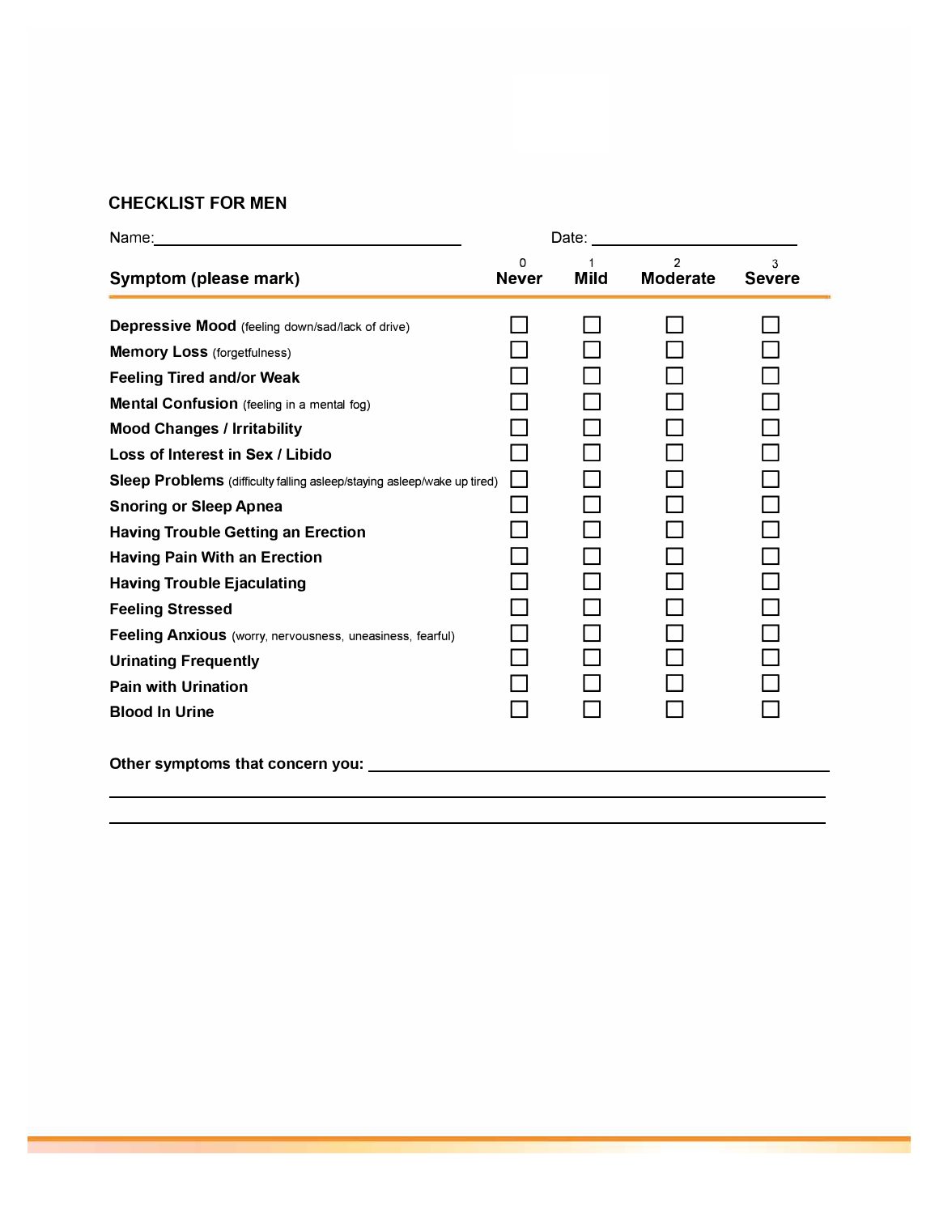## CHECKLIST FOR MEN

Name:\_\_\_\_\_\_\_\_\_\_\_\_\_\_\_\_\_\_\_\_\_\_\_\_\_\_\_\_\_\_\_\_\_\_ Date: \_\_\_\_\_\_\_\_\_\_\_\_\_\_\_\_\_\_\_\_

| Symptom (please mark) | 0 Never | 1 Mild | 2 Moderate | 3 Severe |
|---|---|---|---|---|
| **Depressive Mood** (feeling down/sad/lack of drive) | ☐ | ☐ | ☐ | ☐ |
| **Memory Loss** (forgetfulness) | ☐ | ☐ | ☐ | ☐ |
| **Feeling Tired and/or Weak** | ☐ | ☐ | ☐ | ☐ |
| **Mental Confusion** (feeling in a mental fog) | ☐ | ☐ | ☐ | ☐ |
| **Mood Changes / Irritability** | ☐ | ☐ | ☐ | ☐ |
| **Loss of Interest in Sex / Libido** | ☐ | ☐ | ☐ | ☐ |
| **Sleep Problems** (difficulty falling asleep/staying asleep/wake up tired) | ☐ | ☐ | ☐ | ☐ |
| **Snoring or Sleep Apnea** | ☐ | ☐ | ☐ | ☐ |
| **Having Trouble Getting an Erection** | ☐ | ☐ | ☐ | ☐ |
| **Having Pain With an Erection** | ☐ | ☐ | ☐ | ☐ |
| **Having Trouble Ejaculating** | ☐ | ☐ | ☐ | ☐ |
| **Feeling Stressed** | ☐ | ☐ | ☐ | ☐ |
| **Feeling Anxious** (worry, nervousness, uneasiness, fearful) | ☐ | ☐ | ☐ | ☐ |
| **Urinating Frequently** | ☐ | ☐ | ☐ | ☐ |
| **Pain with Urination** | ☐ | ☐ | ☐ | ☐ |
| **Blood In Urine** | ☐ | ☐ | ☐ | ☐ |

**Other symptoms that concern you:** \_\_\_\_\_\_\_\_\_\_\_\_\_\_\_\_\_\_\_\_\_\_\_\_\_\_\_\_\_\_\_\_\_\_\_\_\_\_\_\_\_\_\_\_